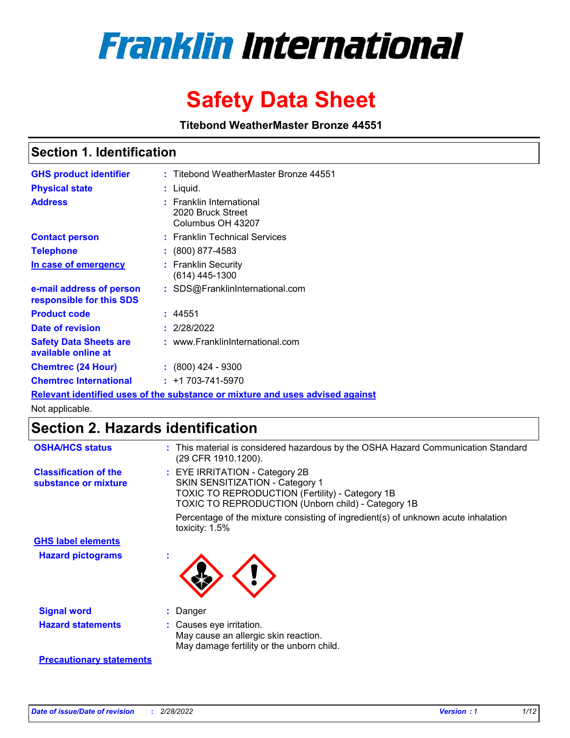# Franklin International

# Safety Data Sheet

**Titebond WeatherMaster Bronze 44551**

## Section 1. Identification

| | | |
|---|---|---|
| **GHS product identifier** | : | Titebond WeatherMaster Bronze 44551 |
| **Physical state** | : | Liquid. |
| **Address** | : | Franklin International<br>2020 Bruck Street<br>Columbus OH 43207 |
| **Contact person** | : | Franklin Technical Services |
| **Telephone** | : | (800) 877-4583 |
| **In case of emergency** | : | Franklin Security<br>(614) 445-1300 |
| **e-mail address of person responsible for this SDS** | : | SDS@FranklinInternational.com |
| **Product code** | : | 44551 |
| **Date of revision** | : | 2/28/2022 |
| **Safety Data Sheets are available online at** | : | www.FranklinInternational.com |
| **Chemtrec (24 Hour)** | : | (800) 424 - 9300 |
| **Chemtrec International** | : | +1 703-741-5970 |

**Relevant identified uses of the substance or mixture and uses advised against**

Not applicable.

## Section 2. Hazards identification

**OSHA/HCS status** : This material is considered hazardous by the OSHA Hazard Communication Standard (29 CFR 1910.1200).

**Classification of the substance or mixture** : EYE IRRITATION - Category 2B
SKIN SENSITIZATION - Category 1
TOXIC TO REPRODUCTION (Fertility) - Category 1B
TOXIC TO REPRODUCTION (Unborn child) - Category 1B

Percentage of the mixture consisting of ingredient(s) of unknown acute inhalation toxicity: 1.5%

**GHS label elements**

**Hazard pictograms** :

**Signal word** : Danger

**Hazard statements** : Causes eye irritation.
May cause an allergic skin reaction.
May damage fertility or the unborn child.

**Precautionary statements**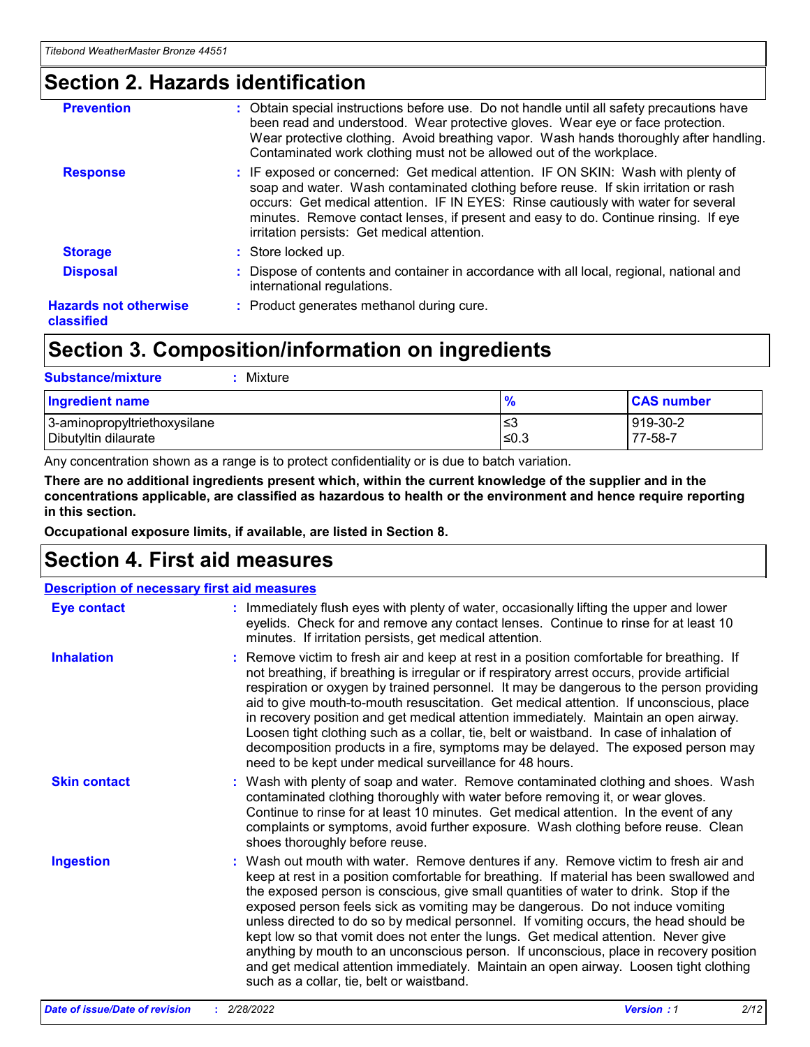## Section 2. Hazards identification

**Prevention** : Obtain special instructions before use. Do not handle until all safety precautions have been read and understood. Wear protective gloves. Wear eye or face protection. Wear protective clothing. Avoid breathing vapor. Wash hands thoroughly after handling. Contaminated work clothing must not be allowed out of the workplace.

**Response** : IF exposed or concerned: Get medical attention. IF ON SKIN: Wash with plenty of soap and water. Wash contaminated clothing before reuse. If skin irritation or rash occurs: Get medical attention. IF IN EYES: Rinse cautiously with water for several minutes. Remove contact lenses, if present and easy to do. Continue rinsing. If eye irritation persists: Get medical attention.

**Storage** : Store locked up.

**Disposal** : Dispose of contents and container in accordance with all local, regional, national and international regulations.

**Hazards not otherwise classified** : Product generates methanol during cure.

## Section 3. Composition/information on ingredients

**Substance/mixture** : Mixture

| Ingredient name | % | CAS number |
| --- | --- | --- |
| 3-aminopropyltriethoxysilane | ≤3 | 919-30-2 |
| Dibutyltin dilaurate | ≤0.3 | 77-58-7 |

Any concentration shown as a range is to protect confidentiality or is due to batch variation.

**There are no additional ingredients present which, within the current knowledge of the supplier and in the concentrations applicable, are classified as hazardous to health or the environment and hence require reporting in this section.**

**Occupational exposure limits, if available, are listed in Section 8.**

## Section 4. First aid measures

**Description of necessary first aid measures**

**Eye contact** : Immediately flush eyes with plenty of water, occasionally lifting the upper and lower eyelids. Check for and remove any contact lenses. Continue to rinse for at least 10 minutes. If irritation persists, get medical attention.

**Inhalation** : Remove victim to fresh air and keep at rest in a position comfortable for breathing. If not breathing, if breathing is irregular or if respiratory arrest occurs, provide artificial respiration or oxygen by trained personnel. It may be dangerous to the person providing aid to give mouth-to-mouth resuscitation. Get medical attention. If unconscious, place in recovery position and get medical attention immediately. Maintain an open airway. Loosen tight clothing such as a collar, tie, belt or waistband. In case of inhalation of decomposition products in a fire, symptoms may be delayed. The exposed person may need to be kept under medical surveillance for 48 hours.

**Skin contact** : Wash with plenty of soap and water. Remove contaminated clothing and shoes. Wash contaminated clothing thoroughly with water before removing it, or wear gloves. Continue to rinse for at least 10 minutes. Get medical attention. In the event of any complaints or symptoms, avoid further exposure. Wash clothing before reuse. Clean shoes thoroughly before reuse.

**Ingestion** : Wash out mouth with water. Remove dentures if any. Remove victim to fresh air and keep at rest in a position comfortable for breathing. If material has been swallowed and the exposed person is conscious, give small quantities of water to drink. Stop if the exposed person feels sick as vomiting may be dangerous. Do not induce vomiting unless directed to do so by medical personnel. If vomiting occurs, the head should be kept low so that vomit does not enter the lungs. Get medical attention. Never give anything by mouth to an unconscious person. If unconscious, place in recovery position and get medical attention immediately. Maintain an open airway. Loosen tight clothing such as a collar, tie, belt or waistband.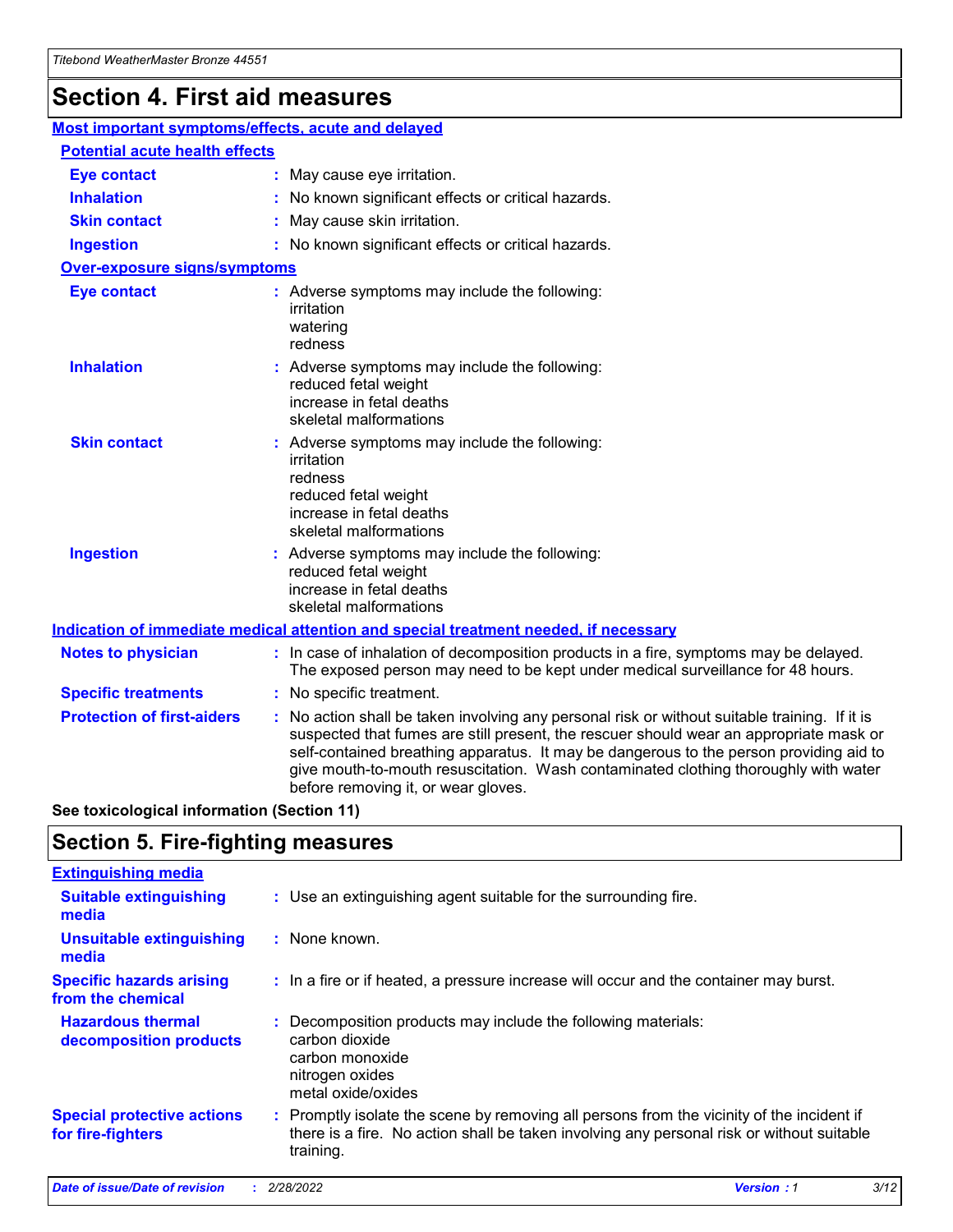# Section 4. First aid measures

### Most important symptoms/effects, acute and delayed

#### Potential acute health effects

**Eye contact** : May cause eye irritation.

**Inhalation** : No known significant effects or critical hazards.

**Skin contact** : May cause skin irritation.

**Ingestion** : No known significant effects or critical hazards.

#### Over-exposure signs/symptoms

**Eye contact** : Adverse symptoms may include the following:
irritation
watering
redness

**Inhalation** : Adverse symptoms may include the following:
reduced fetal weight
increase in fetal deaths
skeletal malformations

**Skin contact** : Adverse symptoms may include the following:
irritation
redness
reduced fetal weight
increase in fetal deaths
skeletal malformations

**Ingestion** : Adverse symptoms may include the following:
reduced fetal weight
increase in fetal deaths
skeletal malformations

### Indication of immediate medical attention and special treatment needed, if necessary

**Notes to physician** : In case of inhalation of decomposition products in a fire, symptoms may be delayed. The exposed person may need to be kept under medical surveillance for 48 hours.

**Specific treatments** : No specific treatment.

**Protection of first-aiders** : No action shall be taken involving any personal risk or without suitable training. If it is suspected that fumes are still present, the rescuer should wear an appropriate mask or self-contained breathing apparatus. It may be dangerous to the person providing aid to give mouth-to-mouth resuscitation. Wash contaminated clothing thoroughly with water before removing it, or wear gloves.

**See toxicological information (Section 11)**

# Section 5. Fire-fighting measures

### Extinguishing media

**Suitable extinguishing media** : Use an extinguishing agent suitable for the surrounding fire.

**Unsuitable extinguishing media** : None known.

**Specific hazards arising from the chemical** : In a fire or if heated, a pressure increase will occur and the container may burst.

**Hazardous thermal decomposition products** : Decomposition products may include the following materials:
carbon dioxide
carbon monoxide
nitrogen oxides
metal oxide/oxides

**Special protective actions for fire-fighters** : Promptly isolate the scene by removing all persons from the vicinity of the incident if there is a fire. No action shall be taken involving any personal risk or without suitable training.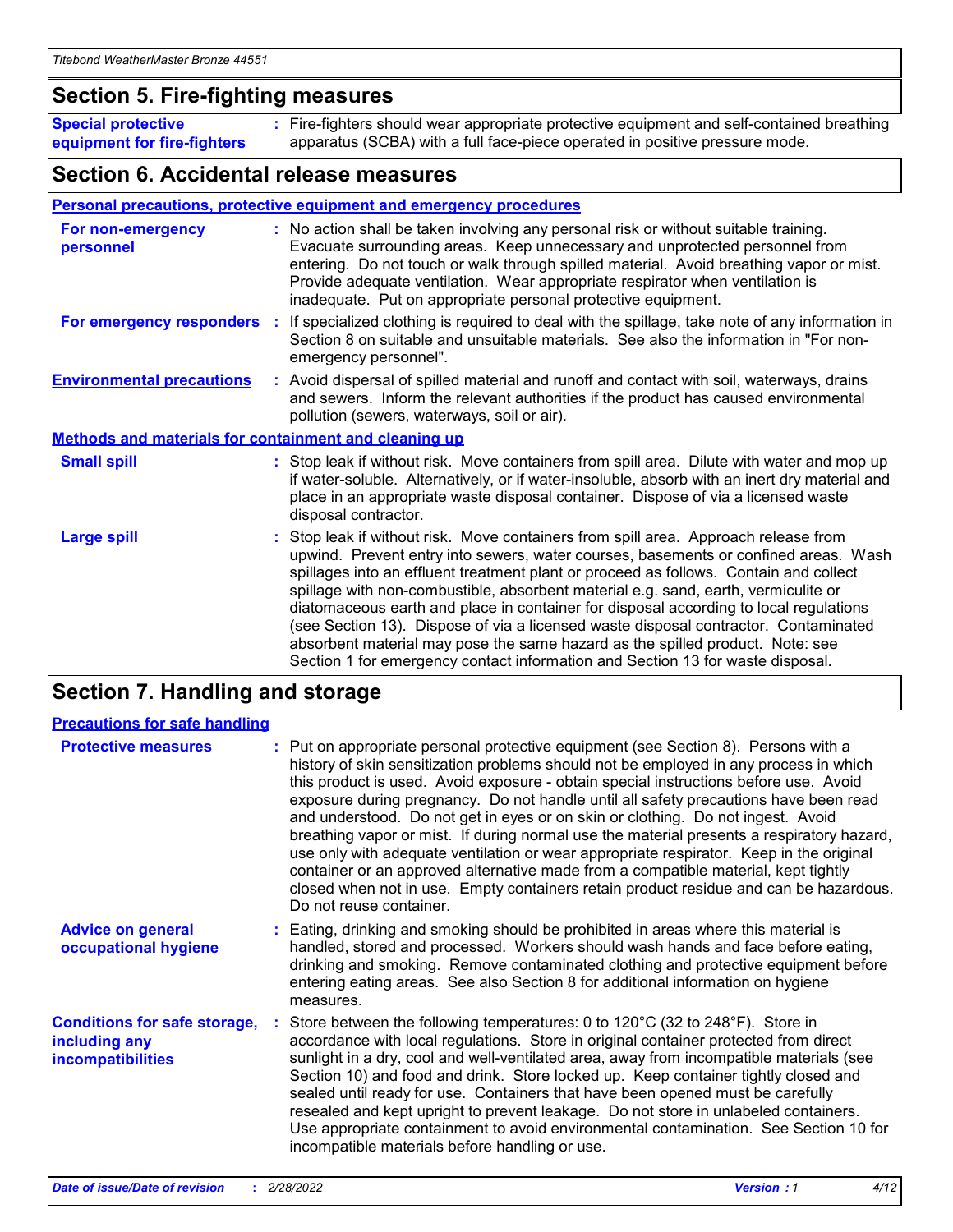## Section 5. Fire-fighting measures

**Special protective equipment for fire-fighters** : Fire-fighters should wear appropriate protective equipment and self-contained breathing apparatus (SCBA) with a full face-piece operated in positive pressure mode.

## Section 6. Accidental release measures

### Personal precautions, protective equipment and emergency procedures

**For non-emergency personnel** : No action shall be taken involving any personal risk or without suitable training. Evacuate surrounding areas. Keep unnecessary and unprotected personnel from entering. Do not touch or walk through spilled material. Avoid breathing vapor or mist. Provide adequate ventilation. Wear appropriate respirator when ventilation is inadequate. Put on appropriate personal protective equipment.

**For emergency responders** : If specialized clothing is required to deal with the spillage, take note of any information in Section 8 on suitable and unsuitable materials. See also the information in "For non-emergency personnel".

**Environmental precautions** : Avoid dispersal of spilled material and runoff and contact with soil, waterways, drains and sewers. Inform the relevant authorities if the product has caused environmental pollution (sewers, waterways, soil or air).

### Methods and materials for containment and cleaning up

**Small spill** : Stop leak if without risk. Move containers from spill area. Dilute with water and mop up if water-soluble. Alternatively, or if water-insoluble, absorb with an inert dry material and place in an appropriate waste disposal container. Dispose of via a licensed waste disposal contractor.

**Large spill** : Stop leak if without risk. Move containers from spill area. Approach release from upwind. Prevent entry into sewers, water courses, basements or confined areas. Wash spillages into an effluent treatment plant or proceed as follows. Contain and collect spillage with non-combustible, absorbent material e.g. sand, earth, vermiculite or diatomaceous earth and place in container for disposal according to local regulations (see Section 13). Dispose of via a licensed waste disposal contractor. Contaminated absorbent material may pose the same hazard as the spilled product. Note: see Section 1 for emergency contact information and Section 13 for waste disposal.

## Section 7. Handling and storage

### Precautions for safe handling

**Protective measures** : Put on appropriate personal protective equipment (see Section 8). Persons with a history of skin sensitization problems should not be employed in any process in which this product is used. Avoid exposure - obtain special instructions before use. Avoid exposure during pregnancy. Do not handle until all safety precautions have been read and understood. Do not get in eyes or on skin or clothing. Do not ingest. Avoid breathing vapor or mist. If during normal use the material presents a respiratory hazard, use only with adequate ventilation or wear appropriate respirator. Keep in the original container or an approved alternative made from a compatible material, kept tightly closed when not in use. Empty containers retain product residue and can be hazardous. Do not reuse container.

**Advice on general occupational hygiene** : Eating, drinking and smoking should be prohibited in areas where this material is handled, stored and processed. Workers should wash hands and face before eating, drinking and smoking. Remove contaminated clothing and protective equipment before entering eating areas. See also Section 8 for additional information on hygiene measures.

**Conditions for safe storage, including any incompatibilities** : Store between the following temperatures: 0 to 120°C (32 to 248°F). Store in accordance with local regulations. Store in original container protected from direct sunlight in a dry, cool and well-ventilated area, away from incompatible materials (see Section 10) and food and drink. Store locked up. Keep container tightly closed and sealed until ready for use. Containers that have been opened must be carefully resealed and kept upright to prevent leakage. Do not store in unlabeled containers. Use appropriate containment to avoid environmental contamination. See Section 10 for incompatible materials before handling or use.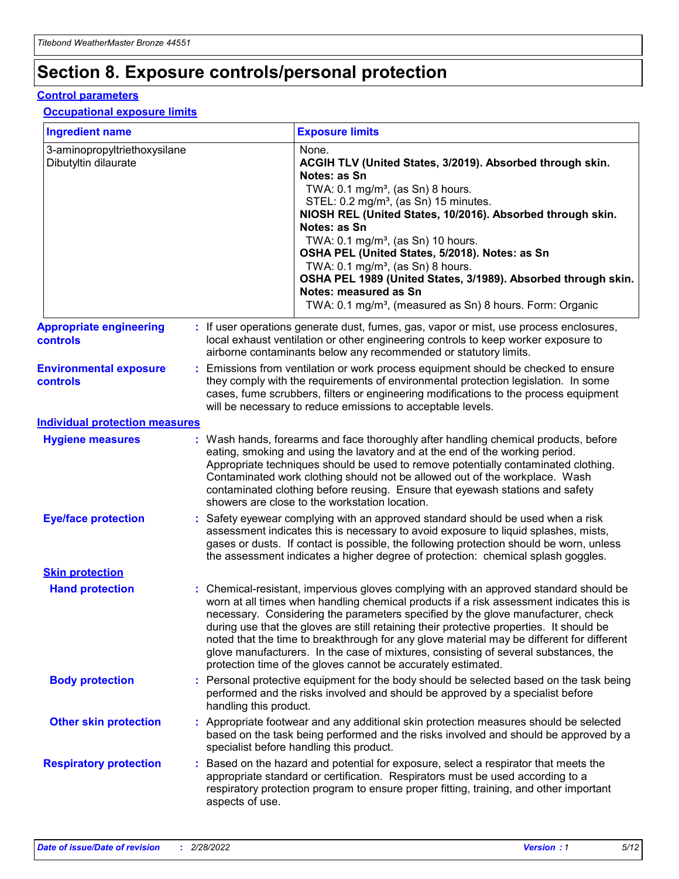# Section 8. Exposure controls/personal protection

## Control parameters

### Occupational exposure limits

| Ingredient name | Exposure limits |
| --- | --- |
| 3-aminopropyltriethoxysilane | None. |
| Dibutyltin dilaurate | **ACGIH TLV (United States, 3/2019). Absorbed through skin. Notes: as Sn**<br>TWA: 0.1 mg/m³, (as Sn) 8 hours.<br>STEL: 0.2 mg/m³, (as Sn) 15 minutes.<br>**NIOSH REL (United States, 10/2016). Absorbed through skin. Notes: as Sn**<br>TWA: 0.1 mg/m³, (as Sn) 10 hours.<br>**OSHA PEL (United States, 5/2018). Notes: as Sn**<br>TWA: 0.1 mg/m³, (as Sn) 8 hours.<br>**OSHA PEL 1989 (United States, 3/1989). Absorbed through skin. Notes: measured as Sn**<br>TWA: 0.1 mg/m³, (measured as Sn) 8 hours. Form: Organic |

**Appropriate engineering controls** : If user operations generate dust, fumes, gas, vapor or mist, use process enclosures, local exhaust ventilation or other engineering controls to keep worker exposure to airborne contaminants below any recommended or statutory limits.

**Environmental exposure controls** : Emissions from ventilation or work process equipment should be checked to ensure they comply with the requirements of environmental protection legislation. In some cases, fume scrubbers, filters or engineering modifications to the process equipment will be necessary to reduce emissions to acceptable levels.

## Individual protection measures

**Hygiene measures** : Wash hands, forearms and face thoroughly after handling chemical products, before eating, smoking and using the lavatory and at the end of the working period. Appropriate techniques should be used to remove potentially contaminated clothing. Contaminated work clothing should not be allowed out of the workplace. Wash contaminated clothing before reusing. Ensure that eyewash stations and safety showers are close to the workstation location.

**Eye/face protection** : Safety eyewear complying with an approved standard should be used when a risk assessment indicates this is necessary to avoid exposure to liquid splashes, mists, gases or dusts. If contact is possible, the following protection should be worn, unless the assessment indicates a higher degree of protection: chemical splash goggles.

### Skin protection

**Hand protection** : Chemical-resistant, impervious gloves complying with an approved standard should be worn at all times when handling chemical products if a risk assessment indicates this is necessary. Considering the parameters specified by the glove manufacturer, check during use that the gloves are still retaining their protective properties. It should be noted that the time to breakthrough for any glove material may be different for different glove manufacturers. In the case of mixtures, consisting of several substances, the protection time of the gloves cannot be accurately estimated.

**Body protection** : Personal protective equipment for the body should be selected based on the task being performed and the risks involved and should be approved by a specialist before handling this product.

**Other skin protection** : Appropriate footwear and any additional skin protection measures should be selected based on the task being performed and the risks involved and should be approved by a specialist before handling this product.

**Respiratory protection** : Based on the hazard and potential for exposure, select a respirator that meets the appropriate standard or certification. Respirators must be used according to a respiratory protection program to ensure proper fitting, training, and other important aspects of use.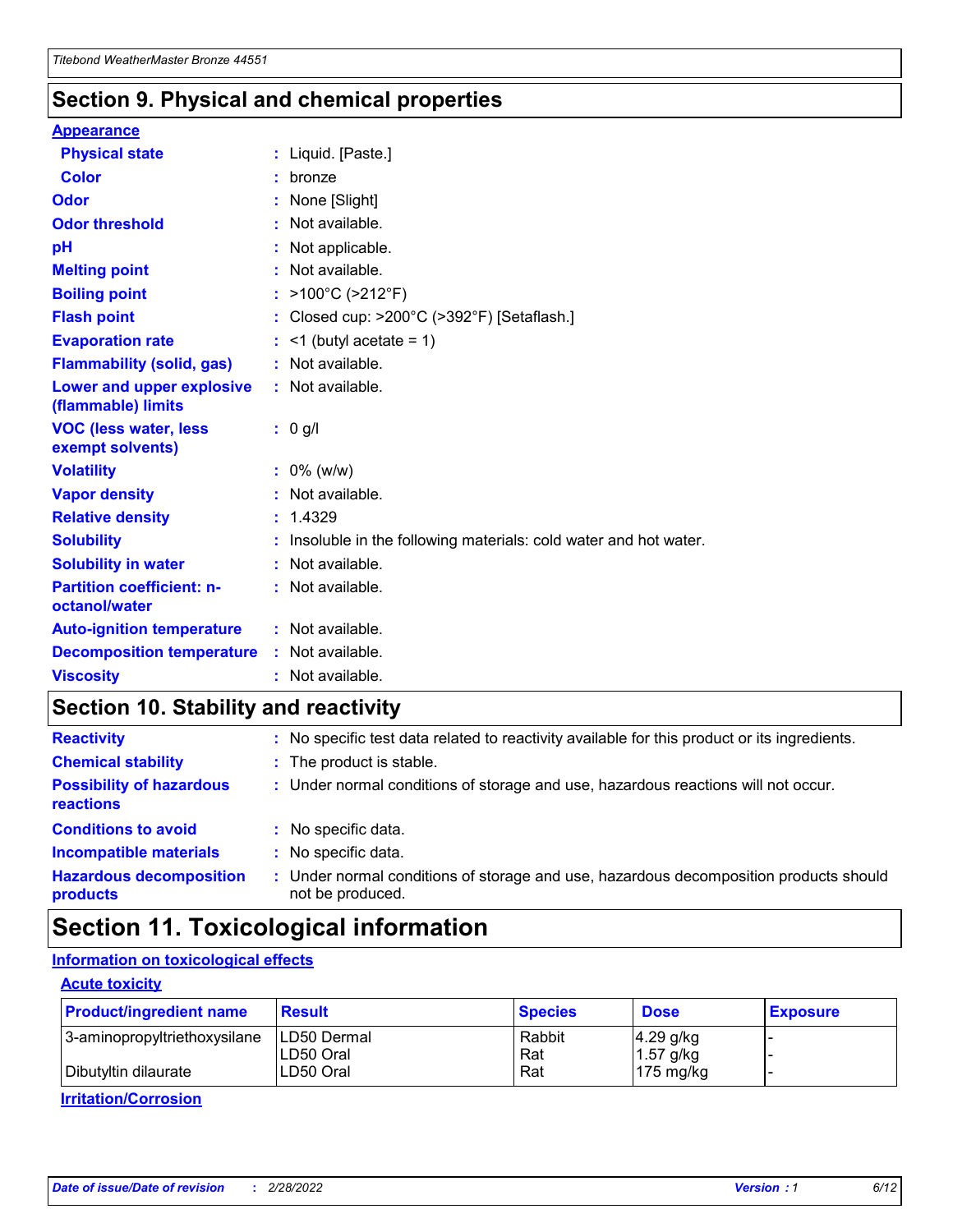## Section 9. Physical and chemical properties

**Appearance**

| | |
|---|---|
| **Physical state** | : Liquid. [Paste.] |
| **Color** | : bronze |
| **Odor** | : None [Slight] |
| **Odor threshold** | : Not available. |
| **pH** | : Not applicable. |
| **Melting point** | : Not available. |
| **Boiling point** | : >100°C (>212°F) |
| **Flash point** | : Closed cup: >200°C (>392°F) [Setaflash.] |
| **Evaporation rate** | : <1 (butyl acetate = 1) |
| **Flammability (solid, gas)** | : Not available. |
| **Lower and upper explosive (flammable) limits** | : Not available. |
| **VOC (less water, less exempt solvents)** | : 0 g/l |
| **Volatility** | : 0% (w/w) |
| **Vapor density** | : Not available. |
| **Relative density** | : 1.4329 |
| **Solubility** | : Insoluble in the following materials: cold water and hot water. |
| **Solubility in water** | : Not available. |
| **Partition coefficient: n-octanol/water** | : Not available. |
| **Auto-ignition temperature** | : Not available. |
| **Decomposition temperature** | : Not available. |
| **Viscosity** | : Not available. |

## Section 10. Stability and reactivity

| | |
|---|---|
| **Reactivity** | : No specific test data related to reactivity available for this product or its ingredients. |
| **Chemical stability** | : The product is stable. |
| **Possibility of hazardous reactions** | : Under normal conditions of storage and use, hazardous reactions will not occur. |
| **Conditions to avoid** | : No specific data. |
| **Incompatible materials** | : No specific data. |
| **Hazardous decomposition products** | : Under normal conditions of storage and use, hazardous decomposition products should not be produced. |

## Section 11. Toxicological information

**Information on toxicological effects**

**Acute toxicity**

| Product/ingredient name | Result | Species | Dose | Exposure |
|---|---|---|---|---|
| 3-aminopropyltriethoxysilane | LD50 Dermal | Rabbit | 4.29 g/kg | - |
| | LD50 Oral | Rat | 1.57 g/kg | - |
| Dibutyltin dilaurate | LD50 Oral | Rat | 175 mg/kg | - |

**Irritation/Corrosion**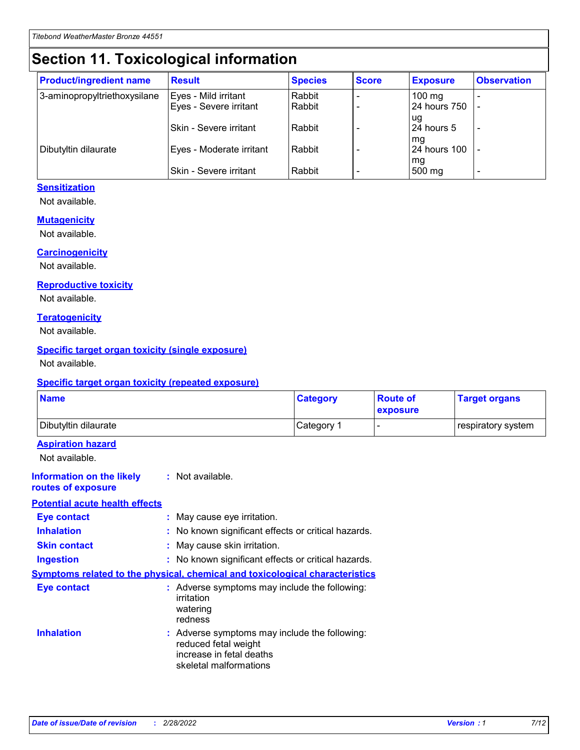# Section 11. Toxicological information

| Product/ingredient name | Result | Species | Score | Exposure | Observation |
|---|---|---|---|---|---|
| 3-aminopropyltriethoxysilane | Eyes - Mild irritant | Rabbit | - | 100 mg | - |
| | Eyes - Severe irritant | Rabbit | - | 24 hours 750 ug | - |
| | Skin - Severe irritant | Rabbit | - | 24 hours 5 mg | - |
| Dibutyltin dilaurate | Eyes - Moderate irritant | Rabbit | - | 24 hours 100 mg | - |
| | Skin - Severe irritant | Rabbit | - | 500 mg | - |

**Sensitization**

Not available.

**Mutagenicity**

Not available.

**Carcinogenicity**

Not available.

**Reproductive toxicity**

Not available.

**Teratogenicity**

Not available.

**Specific target organ toxicity (single exposure)**

Not available.

**Specific target organ toxicity (repeated exposure)**

| Name | Category | Route of exposure | Target organs |
|---|---|---|---|
| Dibutyltin dilaurate | Category 1 | - | respiratory system |

**Aspiration hazard**

Not available.

**Information on the likely routes of exposure** : Not available.

**Potential acute health effects**

**Eye contact** : May cause eye irritation.

**Inhalation** : No known significant effects or critical hazards.

**Skin contact** : May cause skin irritation.

**Ingestion** : No known significant effects or critical hazards.

**Symptoms related to the physical, chemical and toxicological characteristics**

**Eye contact** : Adverse symptoms may include the following:
irritation
watering
redness

**Inhalation** : Adverse symptoms may include the following:
reduced fetal weight
increase in fetal deaths
skeletal malformations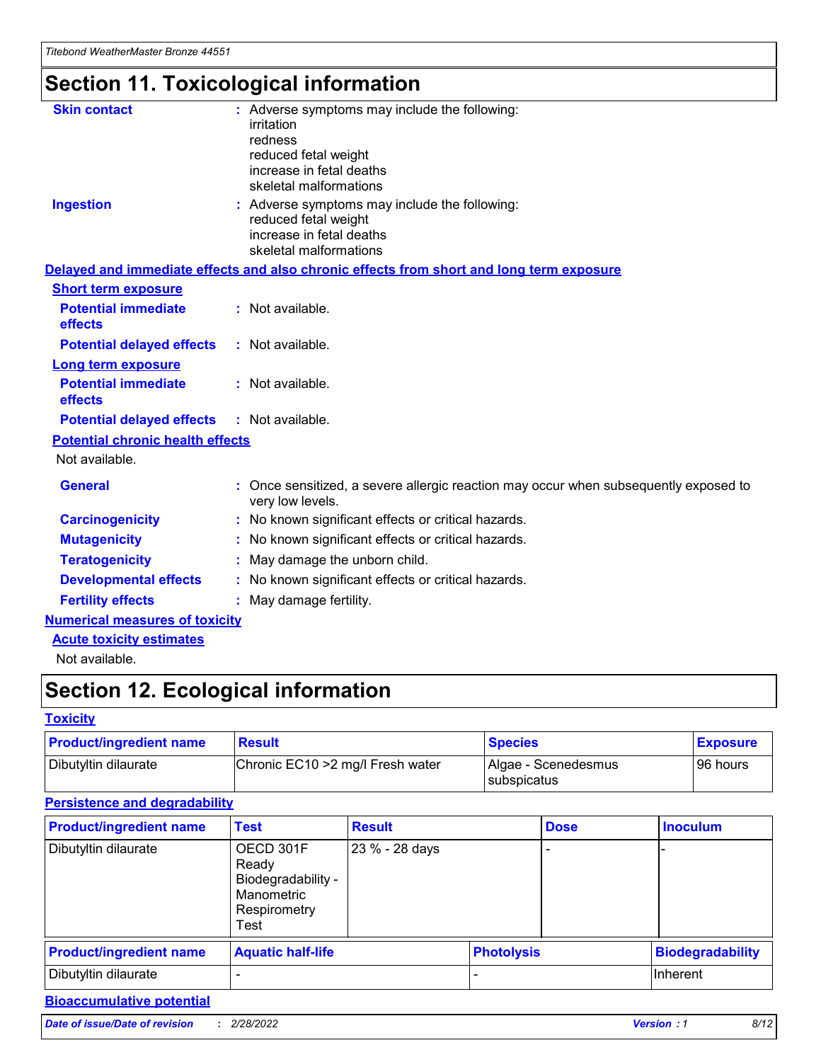# Section 11. Toxicological information

**Skin contact** : Adverse symptoms may include the following:
irritation
redness
reduced fetal weight
increase in fetal deaths
skeletal malformations

**Ingestion** : Adverse symptoms may include the following:
reduced fetal weight
increase in fetal deaths
skeletal malformations

**Delayed and immediate effects and also chronic effects from short and long term exposure**

**Short term exposure**

**Potential immediate effects** : Not available.

**Potential delayed effects** : Not available.

**Long term exposure**

**Potential immediate effects** : Not available.

**Potential delayed effects** : Not available.

**Potential chronic health effects**

Not available.

**General** : Once sensitized, a severe allergic reaction may occur when subsequently exposed to very low levels.

**Carcinogenicity** : No known significant effects or critical hazards.

**Mutagenicity** : No known significant effects or critical hazards.

**Teratogenicity** : May damage the unborn child.

**Developmental effects** : No known significant effects or critical hazards.

**Fertility effects** : May damage fertility.

**Numerical measures of toxicity**

**Acute toxicity estimates**

Not available.

# Section 12. Ecological information

**Toxicity**

| Product/ingredient name | Result | Species | Exposure |
|---|---|---|---|
| Dibutyltin dilaurate | Chronic EC10 >2 mg/l Fresh water | Algae - Scenedesmus subspicatus | 96 hours |

**Persistence and degradability**

| Product/ingredient name | Test | Result | Dose | Inoculum |
|---|---|---|---|---|
| Dibutyltin dilaurate | OECD 301F Ready Biodegradability - Manometric Respirometry Test | 23 % - 28 days | - | - |

| Product/ingredient name | Aquatic half-life | Photolysis | Biodegradability |
|---|---|---|---|
| Dibutyltin dilaurate | - | - | Inherent |

**Bioaccumulative potential**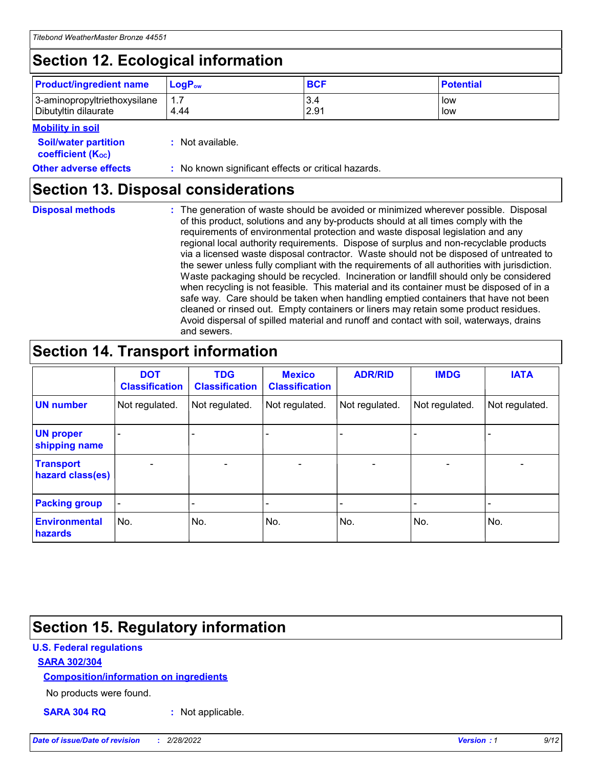## Section 12. Ecological information

| Product/ingredient name | $LogP_{ow}$ | BCF | Potential |
|---|---|---|---|
| 3-aminopropyltriethoxysilane | 1.7 | 3.4 | low |
| Dibutyltin dilaurate | 4.44 | 2.91 | low |

**Mobility in soil**

**Soil/water partition coefficient ($K_{OC}$)** : Not available.

**Other adverse effects** : No known significant effects or critical hazards.

## Section 13. Disposal considerations

**Disposal methods** : The generation of waste should be avoided or minimized wherever possible. Disposal of this product, solutions and any by-products should at all times comply with the requirements of environmental protection and waste disposal legislation and any regional local authority requirements. Dispose of surplus and non-recyclable products via a licensed waste disposal contractor. Waste should not be disposed of untreated to the sewer unless fully compliant with the requirements of all authorities with jurisdiction. Waste packaging should be recycled. Incineration or landfill should only be considered when recycling is not feasible. This material and its container must be disposed of in a safe way. Care should be taken when handling emptied containers that have not been cleaned or rinsed out. Empty containers or liners may retain some product residues. Avoid dispersal of spilled material and runoff and contact with soil, waterways, drains and sewers.

## Section 14. Transport information

| | DOT Classification | TDG Classification | Mexico Classification | ADR/RID | IMDG | IATA |
|---|---|---|---|---|---|---|
| UN number | Not regulated. | Not regulated. | Not regulated. | Not regulated. | Not regulated. | Not regulated. |
| UN proper shipping name | - | - | - | - | - | - |
| Transport hazard class(es) | - | - | - | - | - | - |
| Packing group | - | - | - | - | - | - |
| Environmental hazards | No. | No. | No. | No. | No. | No. |

## Section 15. Regulatory information

**U.S. Federal regulations**

**SARA 302/304**

**Composition/information on ingredients**

No products were found.

**SARA 304 RQ** : Not applicable.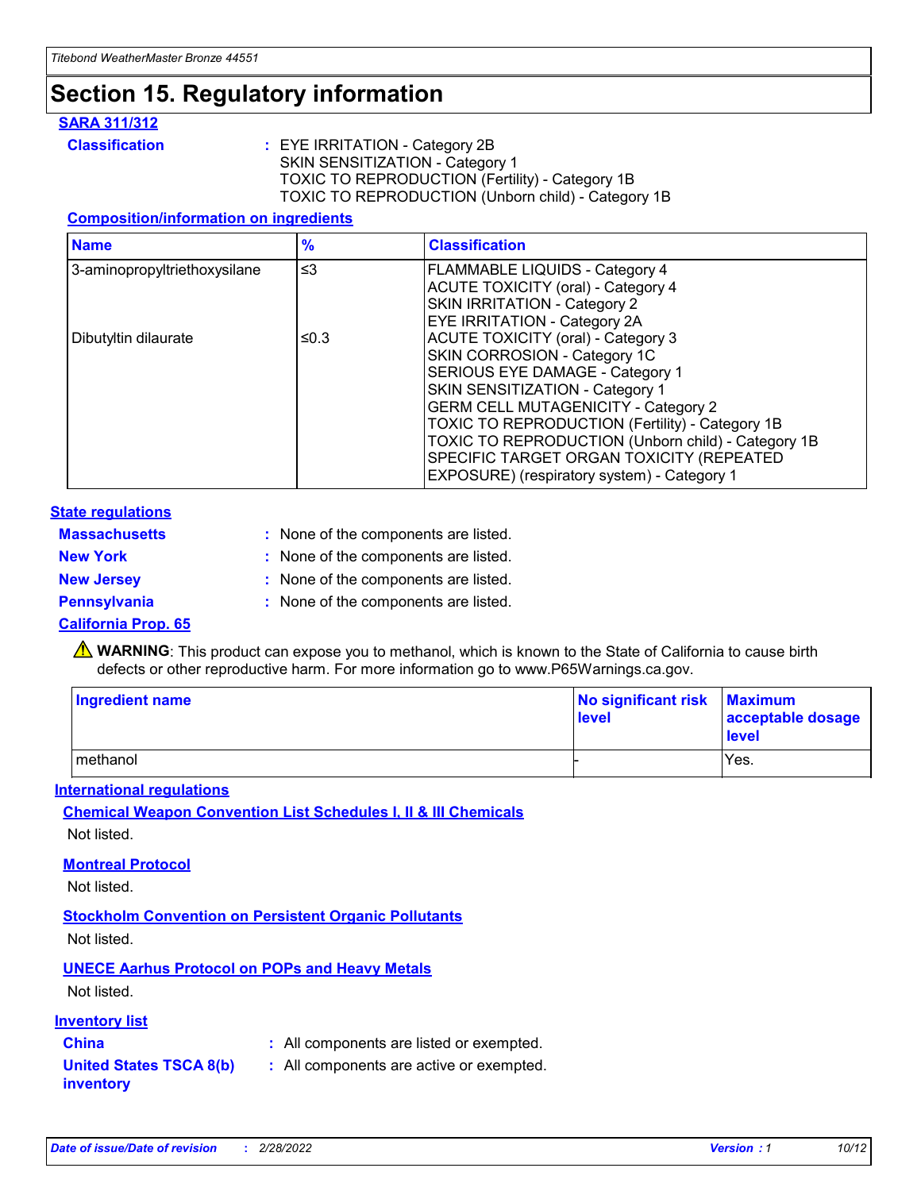# Section 15. Regulatory information

### SARA 311/312

**Classification** : EYE IRRITATION - Category 2B
SKIN SENSITIZATION - Category 1
TOXIC TO REPRODUCTION (Fertility) - Category 1B
TOXIC TO REPRODUCTION (Unborn child) - Category 1B

#### Composition/information on ingredients

| Name | % | Classification |
| --- | --- | --- |
| 3-aminopropyltriethoxysilane | ≤3 | FLAMMABLE LIQUIDS - Category 4<br>ACUTE TOXICITY (oral) - Category 4<br>SKIN IRRITATION - Category 2<br>EYE IRRITATION - Category 2A |
| Dibutyltin dilaurate | ≤0.3 | ACUTE TOXICITY (oral) - Category 3<br>SKIN CORROSION - Category 1C<br>SERIOUS EYE DAMAGE - Category 1<br>SKIN SENSITIZATION - Category 1<br>GERM CELL MUTAGENICITY - Category 2<br>TOXIC TO REPRODUCTION (Fertility) - Category 1B<br>TOXIC TO REPRODUCTION (Unborn child) - Category 1B<br>SPECIFIC TARGET ORGAN TOXICITY (REPEATED EXPOSURE) (respiratory system) - Category 1 |

### State regulations

**Massachusetts** : None of the components are listed.

**New York** : None of the components are listed.

**New Jersey** : None of the components are listed.

**Pennsylvania** : None of the components are listed.

### California Prop. 65

⚠ **WARNING**: This product can expose you to methanol, which is known to the State of California to cause birth defects or other reproductive harm. For more information go to www.P65Warnings.ca.gov.

| Ingredient name | No significant risk level | Maximum acceptable dosage level |
| --- | --- | --- |
| methanol | - | Yes. |

### International regulations

#### Chemical Weapon Convention List Schedules I, II & III Chemicals

Not listed.

#### Montreal Protocol

Not listed.

#### Stockholm Convention on Persistent Organic Pollutants

Not listed.

#### UNECE Aarhus Protocol on POPs and Heavy Metals

Not listed.

### Inventory list

**China** : All components are listed or exempted.

**United States TSCA 8(b) inventory** : All components are active or exempted.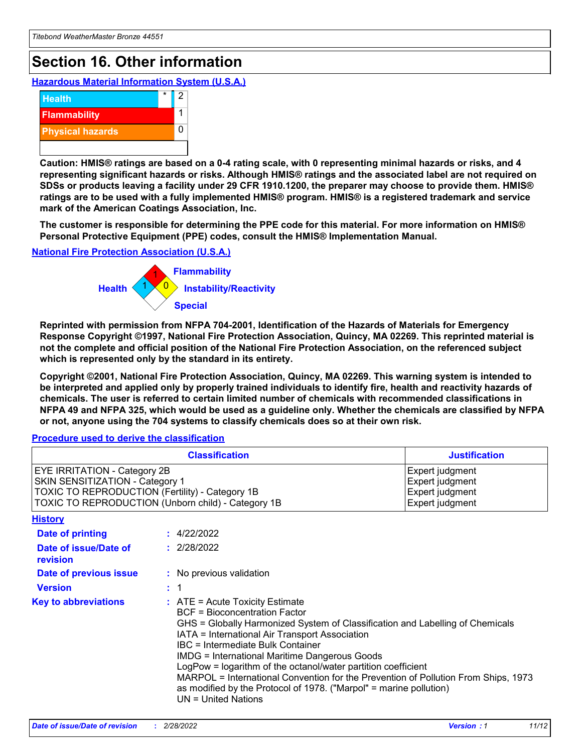# Section 16. Other information

### Hazardous Material Information System (U.S.A.)

| | | |
|---|---|---|
| Health | * | 2 |
| Flammability | | 1 |
| Physical hazards | | 0 |

**Caution: HMIS® ratings are based on a 0-4 rating scale, with 0 representing minimal hazards or risks, and 4 representing significant hazards or risks. Although HMIS® ratings and the associated label are not required on SDSs or products leaving a facility under 29 CFR 1910.1200, the preparer may choose to provide them. HMIS® ratings are to be used with a fully implemented HMIS® program. HMIS® is a registered trademark and service mark of the American Coatings Association, Inc.**

**The customer is responsible for determining the PPE code for this material. For more information on HMIS® Personal Protective Equipment (PPE) codes, consult the HMIS® Implementation Manual.**

### National Fire Protection Association (U.S.A.)

- Health: 1
- Flammability: 1
- Instability/Reactivity: 0
- Special:

**Reprinted with permission from NFPA 704-2001, Identification of the Hazards of Materials for Emergency Response Copyright ©1997, National Fire Protection Association, Quincy, MA 02269. This reprinted material is not the complete and official position of the National Fire Protection Association, on the referenced subject which is represented only by the standard in its entirety.**

**Copyright ©2001, National Fire Protection Association, Quincy, MA 02269. This warning system is intended to be interpreted and applied only by properly trained individuals to identify fire, health and reactivity hazards of chemicals. The user is referred to certain limited number of chemicals with recommended classifications in NFPA 49 and NFPA 325, which would be used as a guideline only. Whether the chemicals are classified by NFPA or not, anyone using the 704 systems to classify chemicals does so at their own risk.**

### Procedure used to derive the classification

| Classification | Justification |
|---|---|
| EYE IRRITATION - Category 2B | Expert judgment |
| SKIN SENSITIZATION - Category 1 | Expert judgment |
| TOXIC TO REPRODUCTION (Fertility) - Category 1B | Expert judgment |
| TOXIC TO REPRODUCTION (Unborn child) - Category 1B | Expert judgment |

### History

**Date of printing** : 4/22/2022

**Date of issue/Date of revision** : 2/28/2022

**Date of previous issue** : No previous validation

**Version** : 1

**Key to abbreviations** :
ATE = Acute Toxicity Estimate
BCF = Bioconcentration Factor
GHS = Globally Harmonized System of Classification and Labelling of Chemicals
IATA = International Air Transport Association
IBC = Intermediate Bulk Container
IMDG = International Maritime Dangerous Goods
LogPow = logarithm of the octanol/water partition coefficient
MARPOL = International Convention for the Prevention of Pollution From Ships, 1973 as modified by the Protocol of 1978. ("Marpol" = marine pollution)
UN = United Nations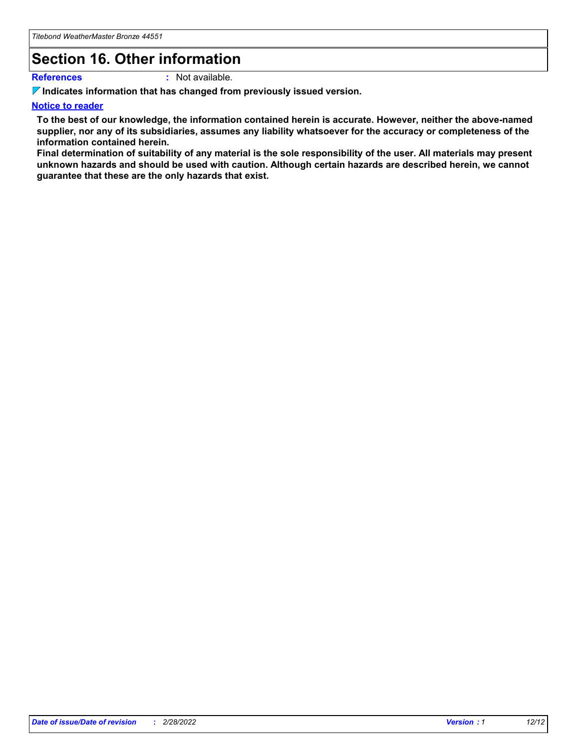## Section 16. Other information

**References** : Not available.

**Indicates information that has changed from previously issued version.**

**Notice to reader**

**To the best of our knowledge, the information contained herein is accurate. However, neither the above-named supplier, nor any of its subsidiaries, assumes any liability whatsoever for the accuracy or completeness of the information contained herein.**

**Final determination of suitability of any material is the sole responsibility of the user. All materials may present unknown hazards and should be used with caution. Although certain hazards are described herein, we cannot guarantee that these are the only hazards that exist.**